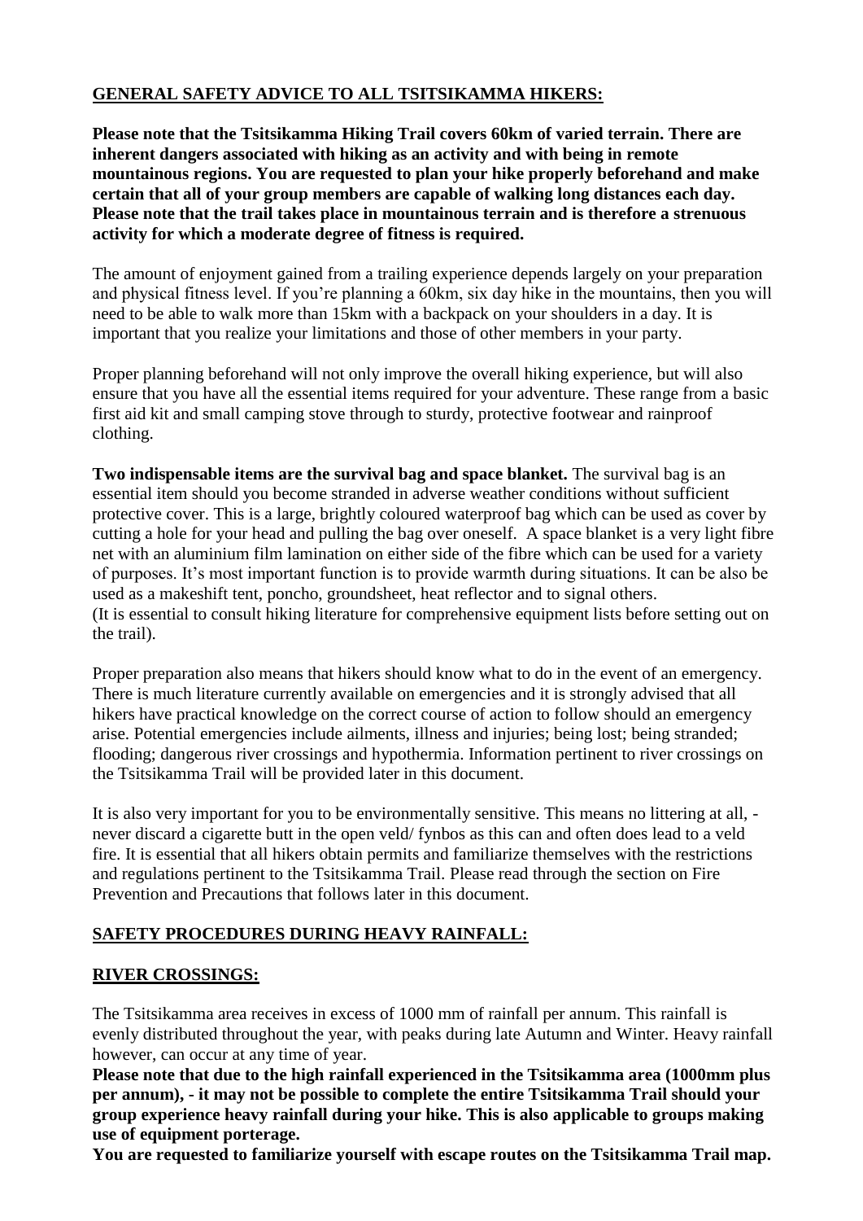## GENERAL SAFETY ADVICE TO ALL TSITSIKAMMA HIKERS:

**Please note that the Tsitsikamma Hiking Trail covers 60km of varied terrain. There are inherent dangers associated with hiking as an activity and with being in remote mountainous regions. You are requested to plan your hike properly beforehand and make certain that all of your group members are capable of walking long distances each day. Please note that the trail takes place in mountainous terrain and is therefore a strenuous activity for which a moderate degree of fitness is required.**

The amount of enjoyment gained from a trailing experience depends largely on your preparation and physical fitness level. If you're planning a 60km, six day hike in the mountains, then you will need to be able to walk more than 15km with a backpack on your shoulders in a day. It is important that you realize your limitations and those of other members in your party.

Proper planning beforehand will not only improve the overall hiking experience, but will also ensure that you have all the essential items required for your adventure. These range from a basic first aid kit and small camping stove through to sturdy, protective footwear and rainproof clothing.

**Two indispensable items are the survival bag and space blanket.** The survival bag is an essential item should you become stranded in adverse weather conditions without sufficient protective cover. This is a large, brightly coloured waterproof bag which can be used as cover by cutting a hole for your head and pulling the bag over oneself. A space blanket is a very light fibre net with an aluminium film lamination on either side of the fibre which can be used for a variety of purposes. It's most important function is to provide warmth during situations. It can be also be used as a makeshift tent, poncho, groundsheet, heat reflector and to signal others.
(It is essential to consult hiking literature for comprehensive equipment lists before setting out on the trail).

Proper preparation also means that hikers should know what to do in the event of an emergency. There is much literature currently available on emergencies and it is strongly advised that all hikers have practical knowledge on the correct course of action to follow should an emergency arise. Potential emergencies include ailments, illness and injuries; being lost; being stranded; flooding; dangerous river crossings and hypothermia. Information pertinent to river crossings on the Tsitsikamma Trail will be provided later in this document.

It is also very important for you to be environmentally sensitive. This means no littering at all, - never discard a cigarette butt in the open veld/ fynbos as this can and often does lead to a veld fire. It is essential that all hikers obtain permits and familiarize themselves with the restrictions and regulations pertinent to the Tsitsikamma Trail. Please read through the section on Fire Prevention and Precautions that follows later in this document.

## SAFETY PROCEDURES DURING HEAVY RAINFALL:

## RIVER CROSSINGS:

The Tsitsikamma area receives in excess of 1000 mm of rainfall per annum. This rainfall is evenly distributed throughout the year, with peaks during late Autumn and Winter. Heavy rainfall however, can occur at any time of year.

**Please note that due to the high rainfall experienced in the Tsitsikamma area (1000mm plus per annum), - it may not be possible to complete the entire Tsitsikamma Trail should your group experience heavy rainfall during your hike. This is also applicable to groups making use of equipment porterage.**

**You are requested to familiarize yourself with escape routes on the Tsitsikamma Trail map.**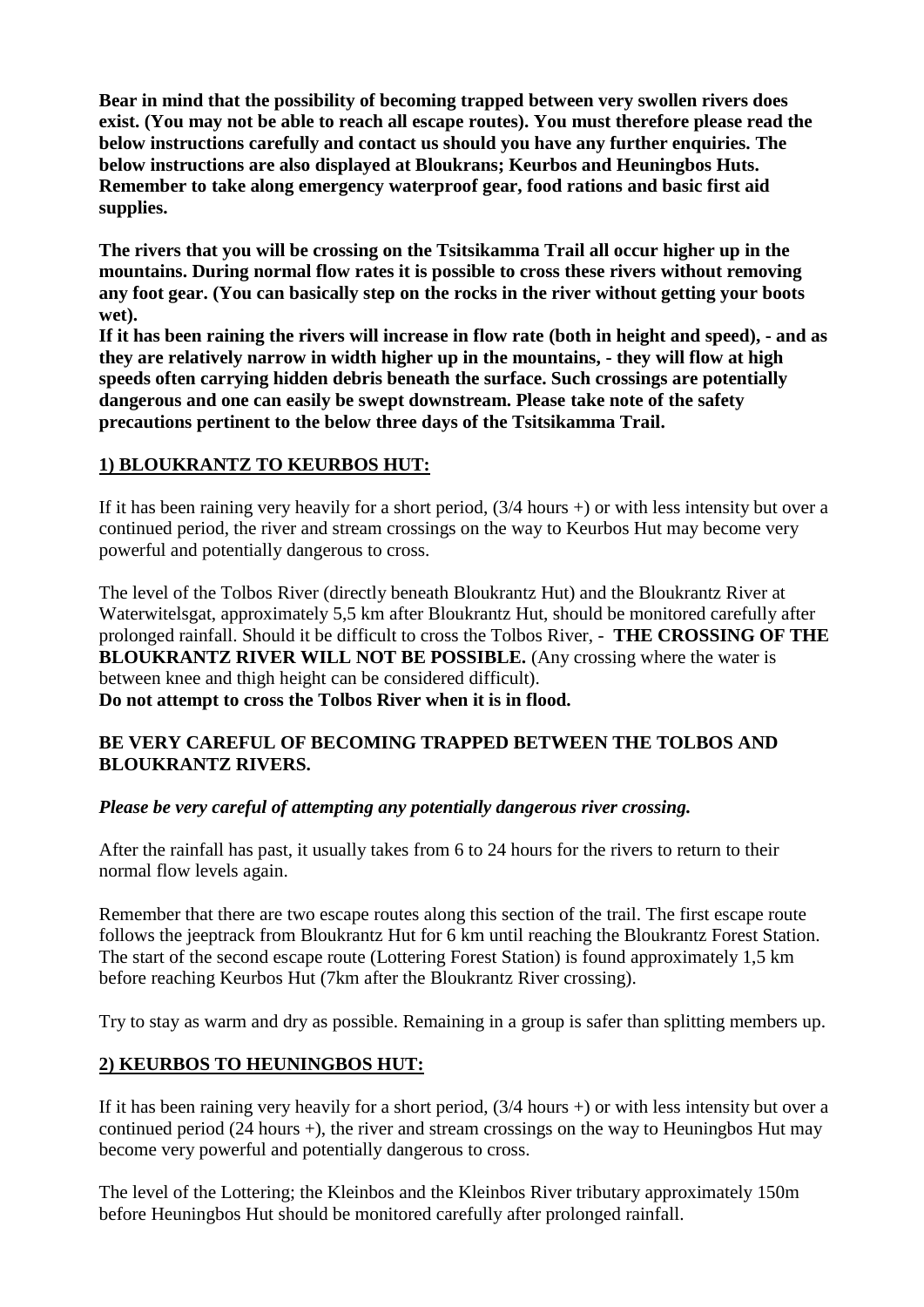**Bear in mind that the possibility of becoming trapped between very swollen rivers does exist. (You may not be able to reach all escape routes). You must therefore please read the below instructions carefully and contact us should you have any further enquiries. The below instructions are also displayed at Bloukrans; Keurbos and Heuningbos Huts. Remember to take along emergency waterproof gear, food rations and basic first aid supplies.**

**The rivers that you will be crossing on the Tsitsikamma Trail all occur higher up in the mountains. During normal flow rates it is possible to cross these rivers without removing any foot gear. (You can basically step on the rocks in the river without getting your boots wet).**
**If it has been raining the rivers will increase in flow rate (both in height and speed), - and as they are relatively narrow in width higher up in the mountains, - they will flow at high speeds often carrying hidden debris beneath the surface. Such crossings are potentially dangerous and one can easily be swept downstream. Please take note of the safety precautions pertinent to the below three days of the Tsitsikamma Trail.**

## 1) BLOUKRANTZ TO KEURBOS HUT:

If it has been raining very heavily for a short period, (3/4 hours +) or with less intensity but over a continued period, the river and stream crossings on the way to Keurbos Hut may become very powerful and potentially dangerous to cross.

The level of the Tolbos River (directly beneath Bloukrantz Hut) and the Bloukrantz River at Waterwitelsgat, approximately 5,5 km after Bloukrantz Hut, should be monitored carefully after prolonged rainfall. Should it be difficult to cross the Tolbos River, - **THE CROSSING OF THE BLOUKRANTZ RIVER WILL NOT BE POSSIBLE.** (Any crossing where the water is between knee and thigh height can be considered difficult).
**Do not attempt to cross the Tolbos River when it is in flood.**

**BE VERY CAREFUL OF BECOMING TRAPPED BETWEEN THE TOLBOS AND BLOUKRANTZ RIVERS.**

***Please be very careful of attempting any potentially dangerous river crossing.***

After the rainfall has past, it usually takes from 6 to 24 hours for the rivers to return to their normal flow levels again.

Remember that there are two escape routes along this section of the trail. The first escape route follows the jeeptrack from Bloukrantz Hut for 6 km until reaching the Bloukrantz Forest Station. The start of the second escape route (Lottering Forest Station) is found approximately 1,5 km before reaching Keurbos Hut (7km after the Bloukrantz River crossing).

Try to stay as warm and dry as possible. Remaining in a group is safer than splitting members up.

## 2) KEURBOS TO HEUNINGBOS HUT:

If it has been raining very heavily for a short period, (3/4 hours +) or with less intensity but over a continued period (24 hours +), the river and stream crossings on the way to Heuningbos Hut may become very powerful and potentially dangerous to cross.

The level of the Lottering; the Kleinbos and the Kleinbos River tributary approximately 150m before Heuningbos Hut should be monitored carefully after prolonged rainfall.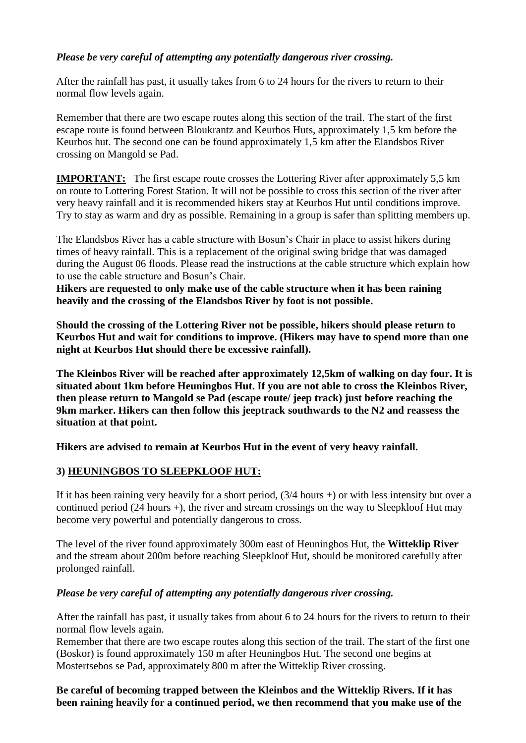*Please be very careful of attempting any potentially dangerous river crossing.*

After the rainfall has past, it usually takes from 6 to 24 hours for the rivers to return to their normal flow levels again.

Remember that there are two escape routes along this section of the trail. The start of the first escape route is found between Bloukrantz and Keurbos Huts, approximately 1,5 km before the Keurbos hut. The second one can be found approximately 1,5 km after the Elandsbos River crossing on Mangold se Pad.

**IMPORTANT:** The first escape route crosses the Lottering River after approximately 5,5 km on route to Lottering Forest Station. It will not be possible to cross this section of the river after very heavy rainfall and it is recommended hikers stay at Keurbos Hut until conditions improve. Try to stay as warm and dry as possible. Remaining in a group is safer than splitting members up.

The Elandsbos River has a cable structure with Bosun's Chair in place to assist hikers during times of heavy rainfall. This is a replacement of the original swing bridge that was damaged during the August 06 floods. Please read the instructions at the cable structure which explain how to use the cable structure and Bosun's Chair.

**Hikers are requested to only make use of the cable structure when it has been raining heavily and the crossing of the Elandsbos River by foot is not possible.**

**Should the crossing of the Lottering River not be possible, hikers should please return to Keurbos Hut and wait for conditions to improve. (Hikers may have to spend more than one night at Keurbos Hut should there be excessive rainfall).**

**The Kleinbos River will be reached after approximately 12,5km of walking on day four. It is situated about 1km before Heuningbos Hut. If you are not able to cross the Kleinbos River, then please return to Mangold se Pad (escape route/ jeep track) just before reaching the 9km marker. Hikers can then follow this jeeptrack southwards to the N2 and reassess the situation at that point.**

**Hikers are advised to remain at Keurbos Hut in the event of very heavy rainfall.**

### 3) HEUNINGBOS TO SLEEPKLOOF HUT:

If it has been raining very heavily for a short period, (3/4 hours +) or with less intensity but over a continued period (24 hours +), the river and stream crossings on the way to Sleepkloof Hut may become very powerful and potentially dangerous to cross.

The level of the river found approximately 300m east of Heuningbos Hut, the **Witteklip River** and the stream about 200m before reaching Sleepkloof Hut, should be monitored carefully after prolonged rainfall.

*Please be very careful of attempting any potentially dangerous river crossing.*

After the rainfall has past, it usually takes from about 6 to 24 hours for the rivers to return to their normal flow levels again.

Remember that there are two escape routes along this section of the trail. The start of the first one (Boskor) is found approximately 150 m after Heuningbos Hut. The second one begins at Mostertsebos se Pad, approximately 800 m after the Witteklip River crossing.

**Be careful of becoming trapped between the Kleinbos and the Witteklip Rivers. If it has been raining heavily for a continued period, we then recommend that you make use of the**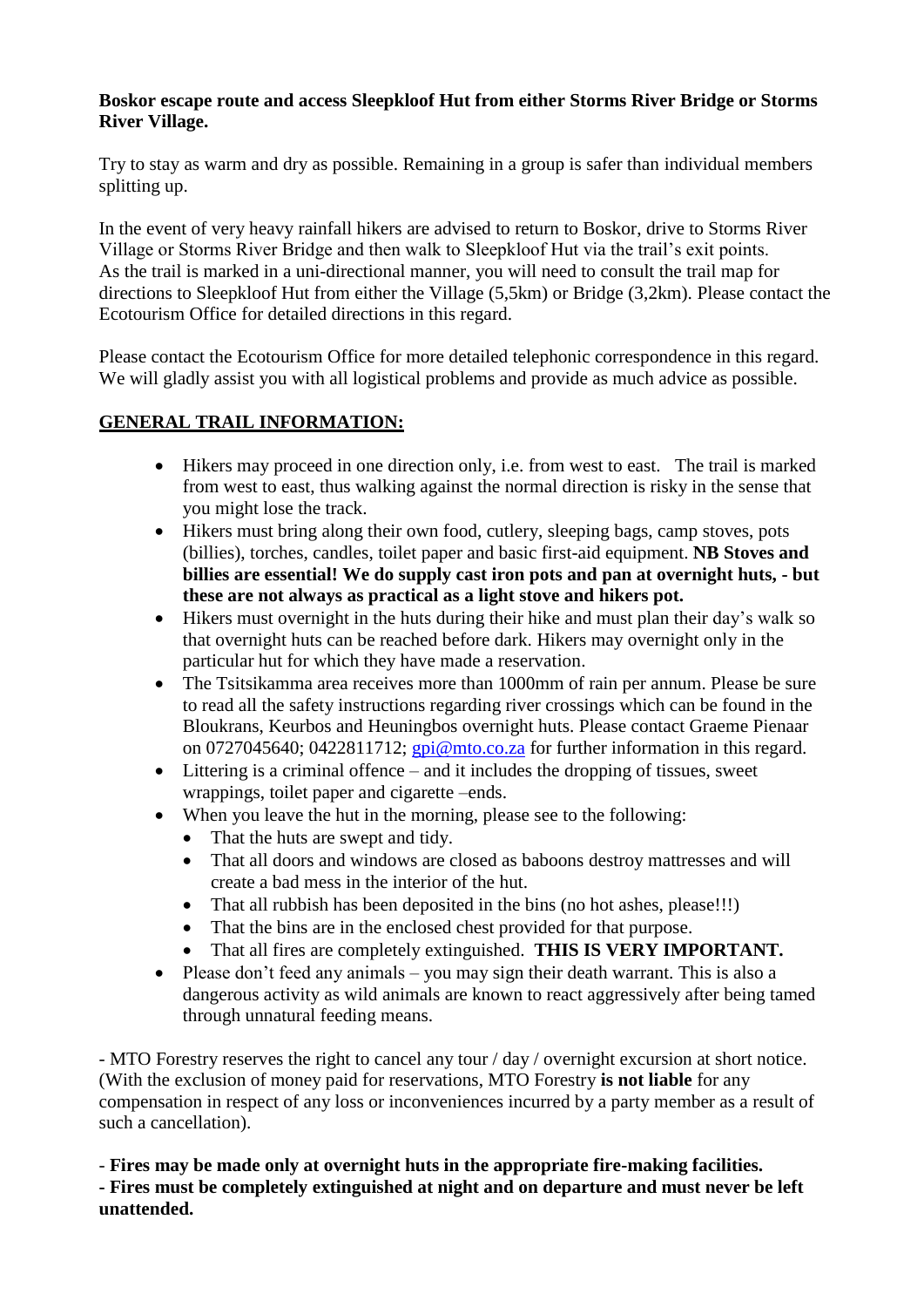**Boskor escape route and access Sleepkloof Hut from either Storms River Bridge or Storms River Village.**

Try to stay as warm and dry as possible. Remaining in a group is safer than individual members splitting up.

In the event of very heavy rainfall hikers are advised to return to Boskor, drive to Storms River Village or Storms River Bridge and then walk to Sleepkloof Hut via the trail's exit points. As the trail is marked in a uni-directional manner, you will need to consult the trail map for directions to Sleepkloof Hut from either the Village (5,5km) or Bridge (3,2km). Please contact the Ecotourism Office for detailed directions in this regard.

Please contact the Ecotourism Office for more detailed telephonic correspondence in this regard. We will gladly assist you with all logistical problems and provide as much advice as possible.

## GENERAL TRAIL INFORMATION:

- Hikers may proceed in one direction only, i.e. from west to east. The trail is marked from west to east, thus walking against the normal direction is risky in the sense that you might lose the track.
- Hikers must bring along their own food, cutlery, sleeping bags, camp stoves, pots (billies), torches, candles, toilet paper and basic first-aid equipment. **NB Stoves and billies are essential! We do supply cast iron pots and pan at overnight huts, - but these are not always as practical as a light stove and hikers pot.**
- Hikers must overnight in the huts during their hike and must plan their day's walk so that overnight huts can be reached before dark. Hikers may overnight only in the particular hut for which they have made a reservation.
- The Tsitsikamma area receives more than 1000mm of rain per annum. Please be sure to read all the safety instructions regarding river crossings which can be found in the Bloukrans, Keurbos and Heuningbos overnight huts. Please contact Graeme Pienaar on 0727045640; 0422811712; gpi@mto.co.za for further information in this regard.
- Littering is a criminal offence – and it includes the dropping of tissues, sweet wrappings, toilet paper and cigarette –ends.
- When you leave the hut in the morning, please see to the following:
  - That the huts are swept and tidy.
  - That all doors and windows are closed as baboons destroy mattresses and will create a bad mess in the interior of the hut.
  - That all rubbish has been deposited in the bins (no hot ashes, please!!!)
  - That the bins are in the enclosed chest provided for that purpose.
  - That all fires are completely extinguished. **THIS IS VERY IMPORTANT.**
- Please don't feed any animals – you may sign their death warrant. This is also a dangerous activity as wild animals are known to react aggressively after being tamed through unnatural feeding means.

- MTO Forestry reserves the right to cancel any tour / day / overnight excursion at short notice. (With the exclusion of money paid for reservations, MTO Forestry **is not liable** for any compensation in respect of any loss or inconveniences incurred by a party member as a result of such a cancellation).

- **Fires may be made only at overnight huts in the appropriate fire-making facilities.**
- **Fires must be completely extinguished at night and on departure and must never be left unattended.**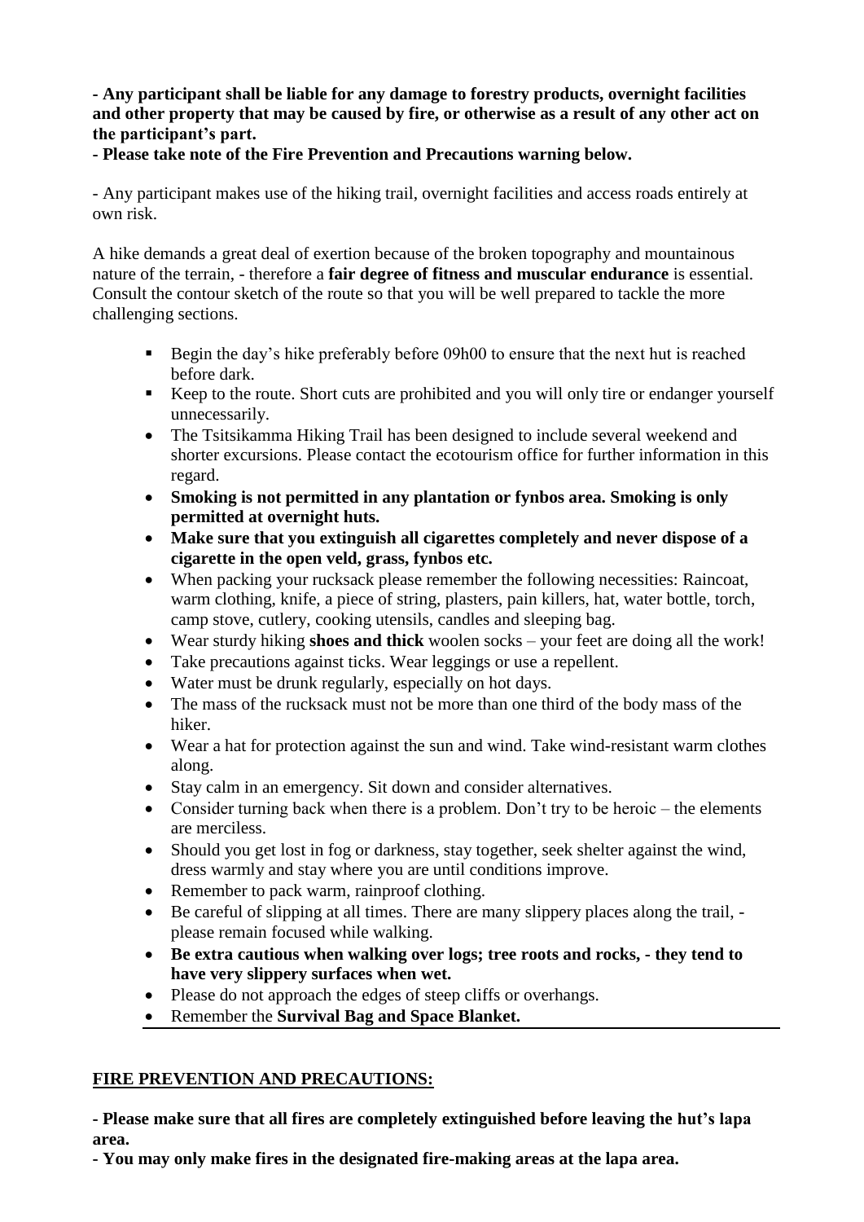**- Any participant shall be liable for any damage to forestry products, overnight facilities and other property that may be caused by fire, or otherwise as a result of any other act on the participant's part.**

**- Please take note of the Fire Prevention and Precautions warning below.**

- Any participant makes use of the hiking trail, overnight facilities and access roads entirely at own risk.

A hike demands a great deal of exertion because of the broken topography and mountainous nature of the terrain, - therefore a **fair degree of fitness and muscular endurance** is essential. Consult the contour sketch of the route so that you will be well prepared to tackle the more challenging sections.

- Begin the day's hike preferably before 09h00 to ensure that the next hut is reached before dark.
- Keep to the route. Short cuts are prohibited and you will only tire or endanger yourself unnecessarily.
- The Tsitsikamma Hiking Trail has been designed to include several weekend and shorter excursions. Please contact the ecotourism office for further information in this regard.
- **Smoking is not permitted in any plantation or fynbos area. Smoking is only permitted at overnight huts.**
- **Make sure that you extinguish all cigarettes completely and never dispose of a cigarette in the open veld, grass, fynbos etc.**
- When packing your rucksack please remember the following necessities: Raincoat, warm clothing, knife, a piece of string, plasters, pain killers, hat, water bottle, torch, camp stove, cutlery, cooking utensils, candles and sleeping bag.
- Wear sturdy hiking **shoes and thick** woolen socks – your feet are doing all the work!
- Take precautions against ticks. Wear leggings or use a repellent.
- Water must be drunk regularly, especially on hot days.
- The mass of the rucksack must not be more than one third of the body mass of the hiker.
- Wear a hat for protection against the sun and wind. Take wind-resistant warm clothes along.
- Stay calm in an emergency. Sit down and consider alternatives.
- Consider turning back when there is a problem. Don't try to be heroic – the elements are merciless.
- Should you get lost in fog or darkness, stay together, seek shelter against the wind, dress warmly and stay where you are until conditions improve.
- Remember to pack warm, rainproof clothing.
- Be careful of slipping at all times. There are many slippery places along the trail, - please remain focused while walking.
- **Be extra cautious when walking over logs; tree roots and rocks, - they tend to have very slippery surfaces when wet.**
- Please do not approach the edges of steep cliffs or overhangs.
- Remember the **Survival Bag and Space Blanket.**

## FIRE PREVENTION AND PRECAUTIONS:

**- Please make sure that all fires are completely extinguished before leaving the hut's lapa area.**

**- You may only make fires in the designated fire-making areas at the lapa area.**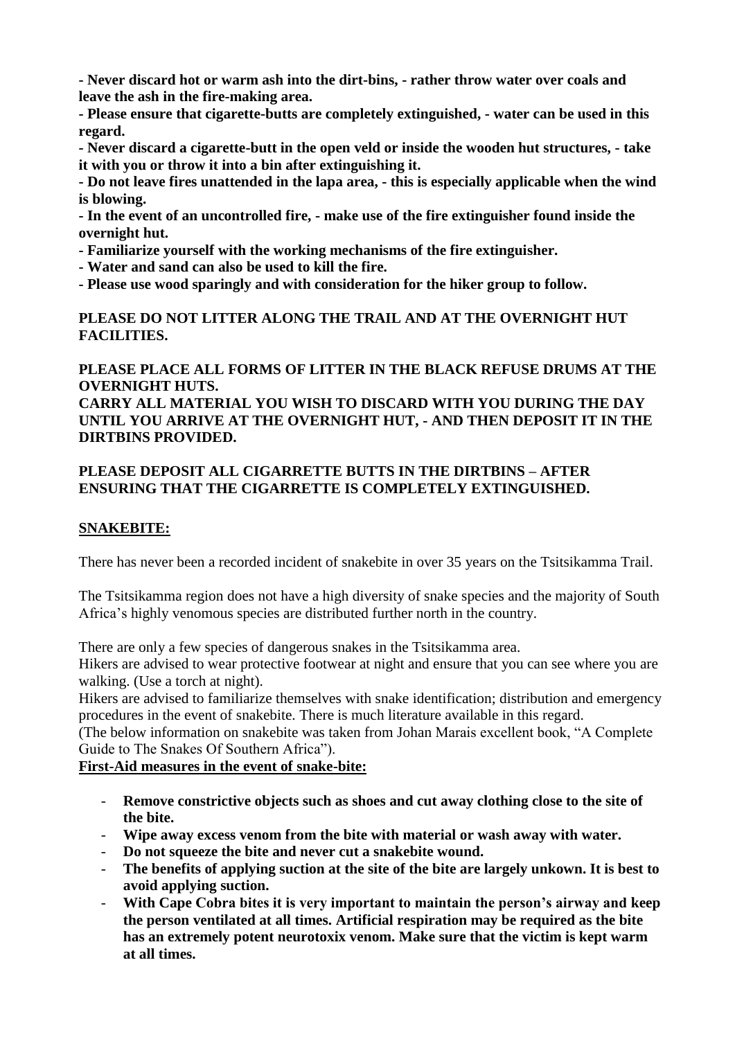**- Never discard hot or warm ash into the dirt-bins, - rather throw water over coals and leave the ash in the fire-making area.**

**- Please ensure that cigarette-butts are completely extinguished, - water can be used in this regard.**

**- Never discard a cigarette-butt in the open veld or inside the wooden hut structures, - take it with you or throw it into a bin after extinguishing it.**

**- Do not leave fires unattended in the lapa area, - this is especially applicable when the wind is blowing.**

**- In the event of an uncontrolled fire, - make use of the fire extinguisher found inside the overnight hut.**

**- Familiarize yourself with the working mechanisms of the fire extinguisher.**

**- Water and sand can also be used to kill the fire.**

**- Please use wood sparingly and with consideration for the hiker group to follow.**

**PLEASE DO NOT LITTER ALONG THE TRAIL AND AT THE OVERNIGHT HUT FACILITIES.**

**PLEASE PLACE ALL FORMS OF LITTER IN THE BLACK REFUSE DRUMS AT THE OVERNIGHT HUTS.**
**CARRY ALL MATERIAL YOU WISH TO DISCARD WITH YOU DURING THE DAY UNTIL YOU ARRIVE AT THE OVERNIGHT HUT, - AND THEN DEPOSIT IT IN THE DIRTBINS PROVIDED.**

**PLEASE DEPOSIT ALL CIGARRETTE BUTTS IN THE DIRTBINS – AFTER ENSURING THAT THE CIGARRETTE IS COMPLETELY EXTINGUISHED.**

## SNAKEBITE:

There has never been a recorded incident of snakebite in over 35 years on the Tsitsikamma Trail.

The Tsitsikamma region does not have a high diversity of snake species and the majority of South Africa's highly venomous species are distributed further north in the country.

There are only a few species of dangerous snakes in the Tsitsikamma area.
Hikers are advised to wear protective footwear at night and ensure that you can see where you are walking. (Use a torch at night).
Hikers are advised to familiarize themselves with snake identification; distribution and emergency procedures in the event of snakebite. There is much literature available in this regard.
(The below information on snakebite was taken from Johan Marais excellent book, "A Complete Guide to The Snakes Of Southern Africa").

**First-Aid measures in the event of snake-bite:**

- **Remove constrictive objects such as shoes and cut away clothing close to the site of the bite.**
- **Wipe away excess venom from the bite with material or wash away with water.**
- **Do not squeeze the bite and never cut a snakebite wound.**
- **The benefits of applying suction at the site of the bite are largely unkown. It is best to avoid applying suction.**
- **With Cape Cobra bites it is very important to maintain the person's airway and keep the person ventilated at all times. Artificial respiration may be required as the bite has an extremely potent neurotoxix venom. Make sure that the victim is kept warm at all times.**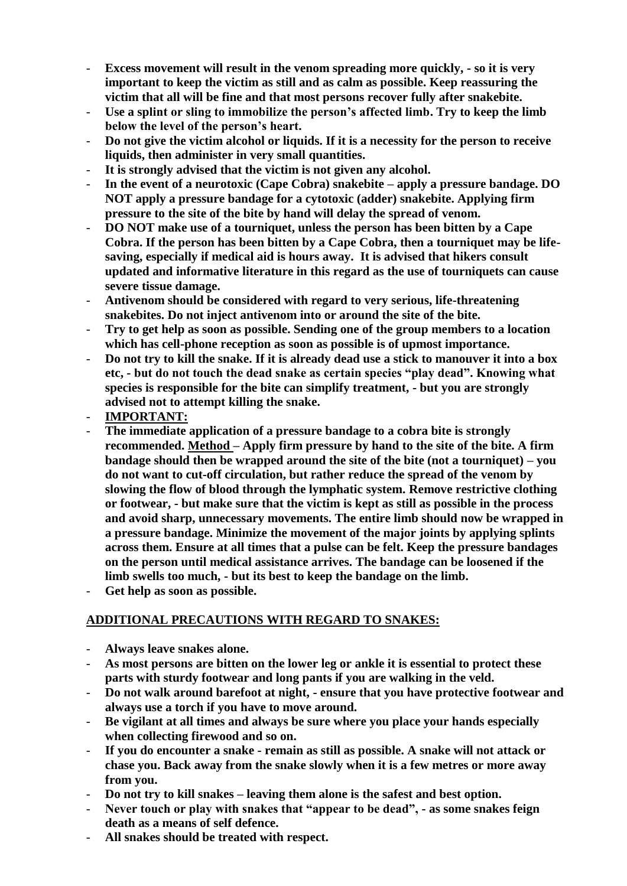- **Excess movement will result in the venom spreading more quickly, - so it is very important to keep the victim as still and as calm as possible. Keep reassuring the victim that all will be fine and that most persons recover fully after snakebite.**
- **Use a splint or sling to immobilize the person's affected limb. Try to keep the limb below the level of the person's heart.**
- **Do not give the victim alcohol or liquids. If it is a necessity for the person to receive liquids, then administer in very small quantities.**
- **It is strongly advised that the victim is not given any alcohol.**
- **In the event of a neurotoxic (Cape Cobra) snakebite – apply a pressure bandage. DO NOT apply a pressure bandage for a cytotoxic (adder) snakebite. Applying firm pressure to the site of the bite by hand will delay the spread of venom.**
- **DO NOT make use of a tourniquet, unless the person has been bitten by a Cape Cobra. If the person has been bitten by a Cape Cobra, then a tourniquet may be life-saving, especially if medical aid is hours away. It is advised that hikers consult updated and informative literature in this regard as the use of tourniquets can cause severe tissue damage.**
- **Antivenom should be considered with regard to very serious, life-threatening snakebites. Do not inject antivenom into or around the site of the bite.**
- **Try to get help as soon as possible. Sending one of the group members to a location which has cell-phone reception as soon as possible is of upmost importance.**
- **Do not try to kill the snake. If it is already dead use a stick to manouver it into a box etc, - but do not touch the dead snake as certain species "play dead". Knowing what species is responsible for the bite can simplify treatment, - but you are strongly advised not to attempt killing the snake.**
- **<u>IMPORTANT:</u>**
- **The immediate application of a pressure bandage to a cobra bite is strongly recommended. <u>Method</u> – Apply firm pressure by hand to the site of the bite. A firm bandage should then be wrapped around the site of the bite (not a tourniquet) – you do not want to cut-off circulation, but rather reduce the spread of the venom by slowing the flow of blood through the lymphatic system. Remove restrictive clothing or footwear, - but make sure that the victim is kept as still as possible in the process and avoid sharp, unnecessary movements. The entire limb should now be wrapped in a pressure bandage. Minimize the movement of the major joints by applying splints across them. Ensure at all times that a pulse can be felt. Keep the pressure bandages on the person until medical assistance arrives. The bandage can be loosened if the limb swells too much, - but its best to keep the bandage on the limb.**
- **Get help as soon as possible.**

## <u>ADDITIONAL PRECAUTIONS WITH REGARD TO SNAKES:</u>

- **Always leave snakes alone.**
- **As most persons are bitten on the lower leg or ankle it is essential to protect these parts with sturdy footwear and long pants if you are walking in the veld.**
- **Do not walk around barefoot at night, - ensure that you have protective footwear and always use a torch if you have to move around.**
- **Be vigilant at all times and always be sure where you place your hands especially when collecting firewood and so on.**
- **If you do encounter a snake - remain as still as possible. A snake will not attack or chase you. Back away from the snake slowly when it is a few metres or more away from you.**
- **Do not try to kill snakes – leaving them alone is the safest and best option.**
- **Never touch or play with snakes that "appear to be dead", - as some snakes feign death as a means of self defence.**
- **All snakes should be treated with respect.**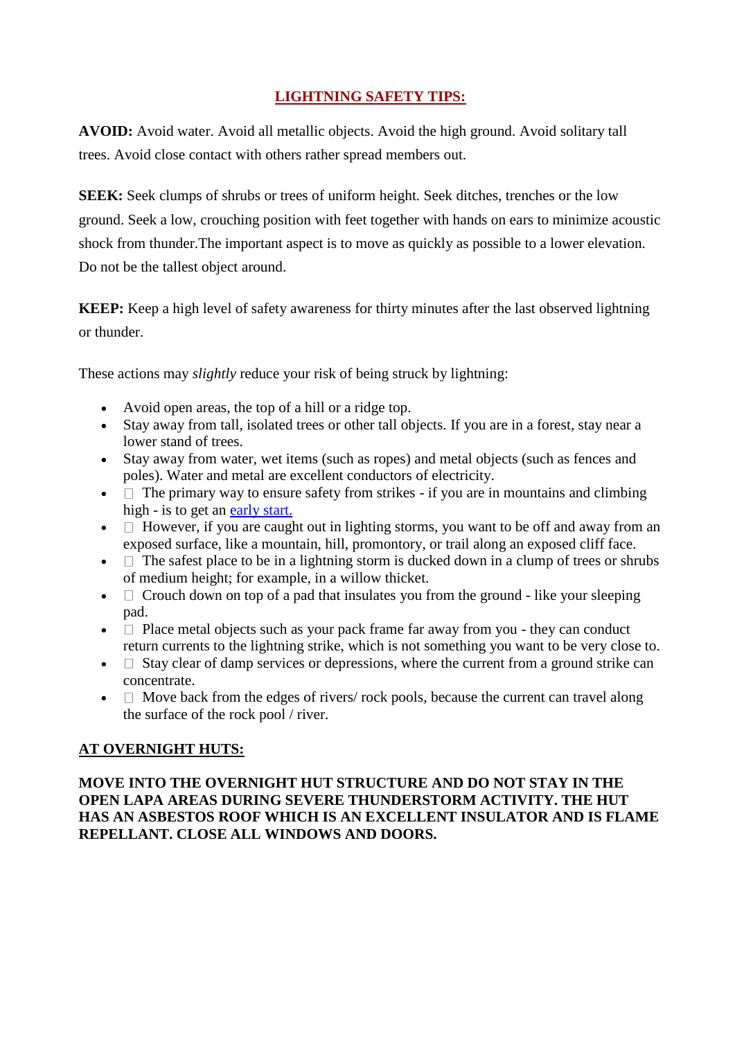## LIGHTNING SAFETY TIPS:

**AVOID:** Avoid water. Avoid all metallic objects. Avoid the high ground. Avoid solitary tall trees. Avoid close contact with others rather spread members out.

**SEEK:** Seek clumps of shrubs or trees of uniform height. Seek ditches, trenches or the low ground. Seek a low, crouching position with feet together with hands on ears to minimize acoustic shock from thunder.The important aspect is to move as quickly as possible to a lower elevation. Do not be the tallest object around.

**KEEP:** Keep a high level of safety awareness for thirty minutes after the last observed lightning or thunder.

These actions may *slightly* reduce your risk of being struck by lightning:

- Avoid open areas, the top of a hill or a ridge top.
- Stay away from tall, isolated trees or other tall objects. If you are in a forest, stay near a lower stand of trees.
- Stay away from water, wet items (such as ropes) and metal objects (such as fences and poles). Water and metal are excellent conductors of electricity.
- The primary way to ensure safety from strikes - if you are in mountains and climbing high - is to get an early start.
- However, if you are caught out in lighting storms, you want to be off and away from an exposed surface, like a mountain, hill, promontory, or trail along an exposed cliff face.
- The safest place to be in a lightning storm is ducked down in a clump of trees or shrubs of medium height; for example, in a willow thicket.
- Crouch down on top of a pad that insulates you from the ground - like your sleeping pad.
- Place metal objects such as your pack frame far away from you - they can conduct return currents to the lightning strike, which is not something you want to be very close to.
- Stay clear of damp services or depressions, where the current from a ground strike can concentrate.
- Move back from the edges of rivers/ rock pools, because the current can travel along the surface of the rock pool / river.

### AT OVERNIGHT HUTS:

**MOVE INTO THE OVERNIGHT HUT STRUCTURE AND DO NOT STAY IN THE OPEN LAPA AREAS DURING SEVERE THUNDERSTORM ACTIVITY. THE HUT HAS AN ASBESTOS ROOF WHICH IS AN EXCELLENT INSULATOR AND IS FLAME REPELLANT. CLOSE ALL WINDOWS AND DOORS.**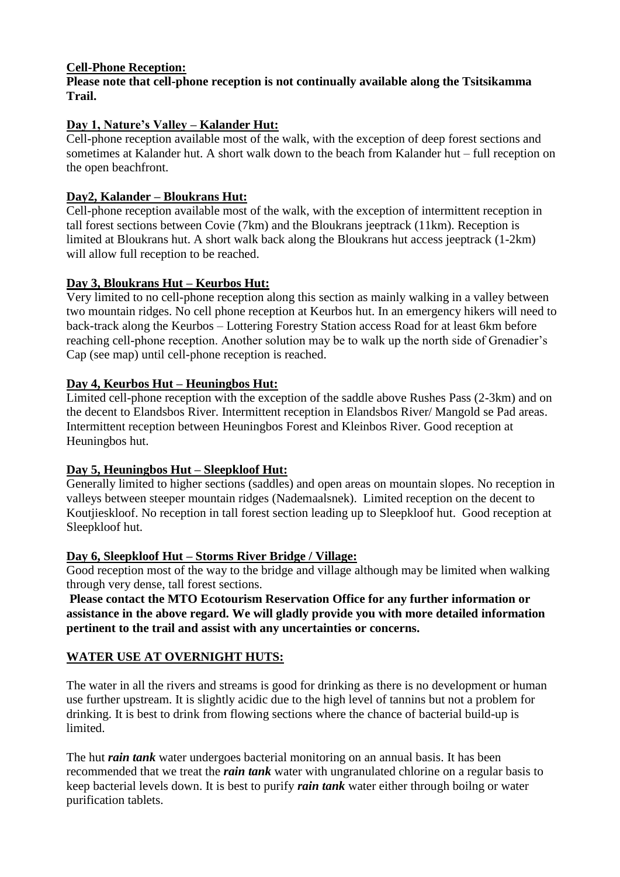**Cell-Phone Reception:**

**Please note that cell-phone reception is not continually available along the Tsitsikamma Trail.**

**Day 1, Nature's Valley – Kalander Hut:**

Cell-phone reception available most of the walk, with the exception of deep forest sections and sometimes at Kalander hut. A short walk down to the beach from Kalander hut – full reception on the open beachfront.

**Day2, Kalander – Bloukrans Hut:**

Cell-phone reception available most of the walk, with the exception of intermittent reception in tall forest sections between Covie (7km) and the Bloukrans jeeptrack (11km). Reception is limited at Bloukrans hut. A short walk back along the Bloukrans hut access jeeptrack (1-2km) will allow full reception to be reached.

**Day 3, Bloukrans Hut – Keurbos Hut:**

Very limited to no cell-phone reception along this section as mainly walking in a valley between two mountain ridges. No cell phone reception at Keurbos hut. In an emergency hikers will need to back-track along the Keurbos – Lottering Forestry Station access Road for at least 6km before reaching cell-phone reception. Another solution may be to walk up the north side of Grenadier's Cap (see map) until cell-phone reception is reached.

**Day 4, Keurbos Hut – Heuningbos Hut:**

Limited cell-phone reception with the exception of the saddle above Rushes Pass (2-3km) and on the decent to Elandsbos River. Intermittent reception in Elandsbos River/ Mangold se Pad areas. Intermittent reception between Heuningbos Forest and Kleinbos River. Good reception at Heuningbos hut.

**Day 5, Heuningbos Hut – Sleepkloof Hut:**

Generally limited to higher sections (saddles) and open areas on mountain slopes. No reception in valleys between steeper mountain ridges (Nademaalsnek). Limited reception on the decent to Koutjieskloof. No reception in tall forest section leading up to Sleepkloof hut. Good reception at Sleepkloof hut.

**Day 6, Sleepkloof Hut – Storms River Bridge / Village:**

Good reception most of the way to the bridge and village although may be limited when walking through very dense, tall forest sections.

**Please contact the MTO Ecotourism Reservation Office for any further information or assistance in the above regard. We will gladly provide you with more detailed information pertinent to the trail and assist with any uncertainties or concerns.**

**WATER USE AT OVERNIGHT HUTS:**

The water in all the rivers and streams is good for drinking as there is no development or human use further upstream. It is slightly acidic due to the high level of tannins but not a problem for drinking. It is best to drink from flowing sections where the chance of bacterial build-up is limited.

The hut ***rain tank*** water undergoes bacterial monitoring on an annual basis. It has been recommended that we treat the ***rain tank*** water with ungranulated chlorine on a regular basis to keep bacterial levels down. It is best to purify ***rain tank*** water either through boilng or water purification tablets.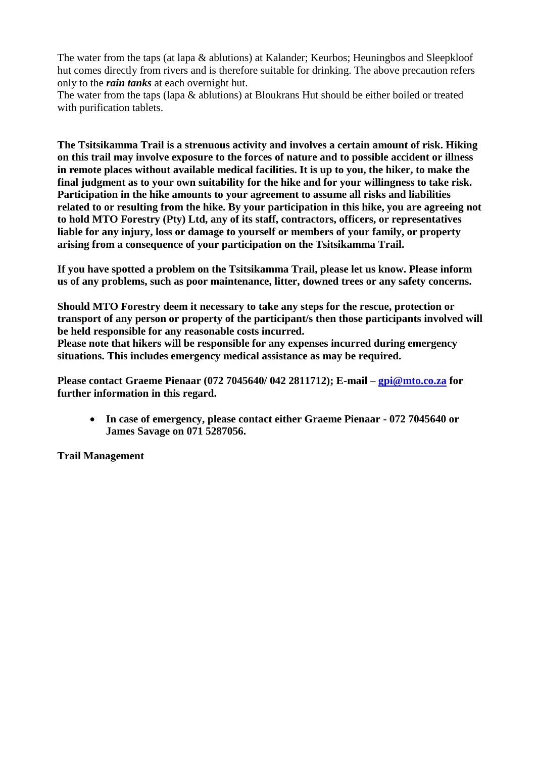The water from the taps (at lapa & ablutions) at Kalander; Keurbos; Heuningbos and Sleepkloof hut comes directly from rivers and is therefore suitable for drinking. The above precaution refers only to the ***rain tanks*** at each overnight hut.
The water from the taps (lapa & ablutions) at Bloukrans Hut should be either boiled or treated with purification tablets.

**The Tsitsikamma Trail is a strenuous activity and involves a certain amount of risk. Hiking on this trail may involve exposure to the forces of nature and to possible accident or illness in remote places without available medical facilities. It is up to you, the hiker, to make the final judgment as to your own suitability for the hike and for your willingness to take risk. Participation in the hike amounts to your agreement to assume all risks and liabilities related to or resulting from the hike. By your participation in this hike, you are agreeing not to hold MTO Forestry (Pty) Ltd, any of its staff, contractors, officers, or representatives liable for any injury, loss or damage to yourself or members of your family, or property arising from a consequence of your participation on the Tsitsikamma Trail.**

**If you have spotted a problem on the Tsitsikamma Trail, please let us know. Please inform us of any problems, such as poor maintenance, litter, downed trees or any safety concerns.**

**Should MTO Forestry deem it necessary to take any steps for the rescue, protection or transport of any person or property of the participant/s then those participants involved will be held responsible for any reasonable costs incurred.**
**Please note that hikers will be responsible for any expenses incurred during emergency situations. This includes emergency medical assistance as may be required.**

**Please contact Graeme Pienaar (072 7045640/ 042 2811712); E-mail – gpi@mto.co.za for further information in this regard.**

- **In case of emergency, please contact either Graeme Pienaar - 072 7045640 or James Savage on 071 5287056.**

**Trail Management**